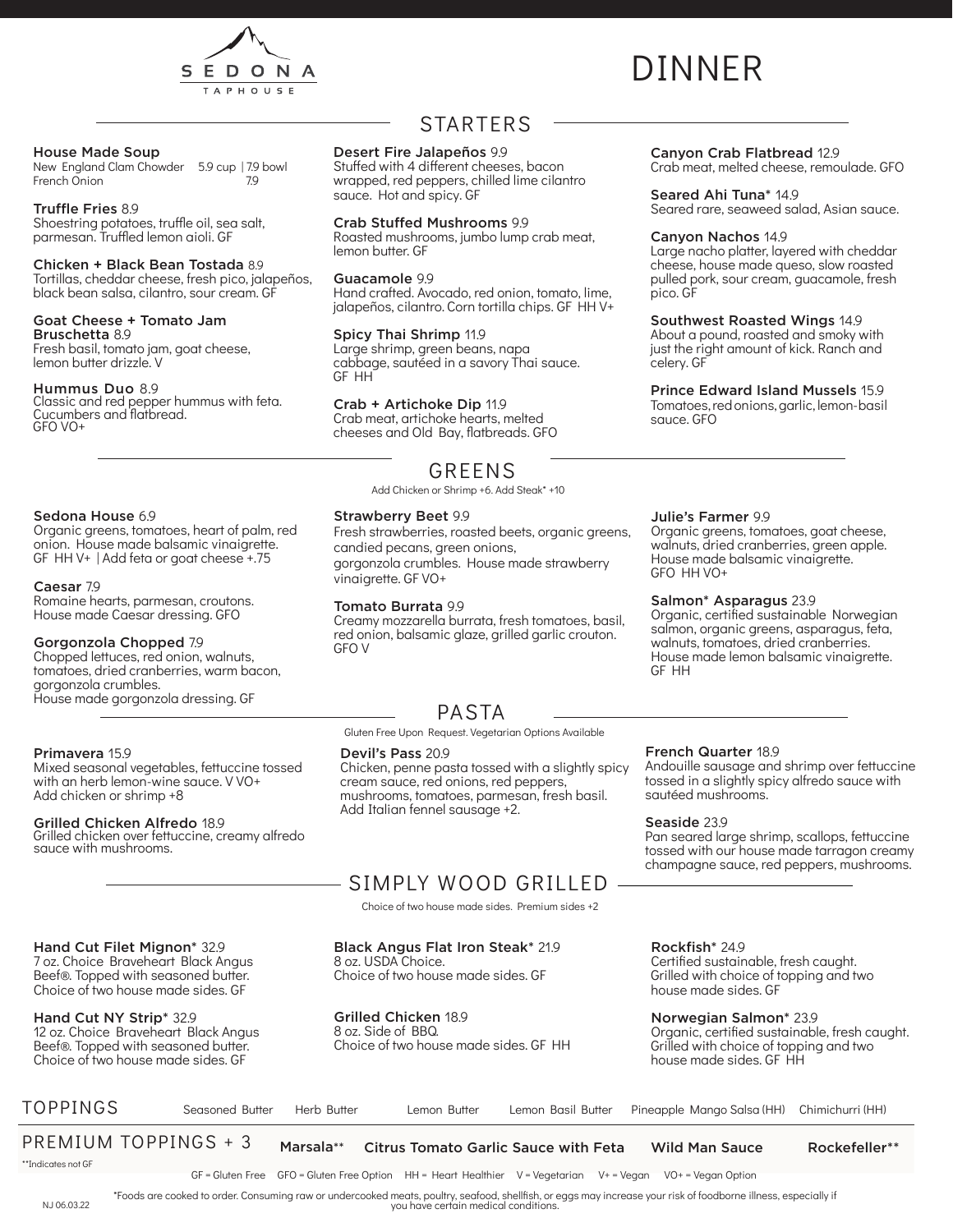# SEDONA TAPHOUSE

# DINNER

## STARTERS

**House Made Soup**
New England Clam Chowder 5.9 cup | 7.9 bowl
French Onion 7.9

**Truffle Fries** 8.9
Shoestring potatoes, truffle oil, sea salt, parmesan. Truffled lemon aioli. GF

**Chicken + Black Bean Tostada** 8.9
Tortillas, cheddar cheese, fresh pico, jalapeños, black bean salsa, cilantro, sour cream. GF

**Goat Cheese + Tomato Jam Bruschetta** 8.9
Fresh basil, tomato jam, goat cheese, lemon butter drizzle. V

**Hummus Duo** 8.9
Classic and red pepper hummus with feta. Cucumbers and flatbread. GFO VO+

**Desert Fire Jalapeños** 9.9
Stuffed with 4 different cheeses, bacon wrapped, red peppers, chilled lime cilantro sauce. Hot and spicy. GF

**Crab Stuffed Mushrooms** 9.9
Roasted mushrooms, jumbo lump crab meat, lemon butter. GF

**Guacamole** 9.9
Hand crafted. Avocado, red onion, tomato, lime, jalapeños, cilantro. Corn tortilla chips. GF HH V+

**Spicy Thai Shrimp** 11.9
Large shrimp, green beans, napa cabbage, sautéed in a savory Thai sauce. GF HH

**Crab + Artichoke Dip** 11.9
Crab meat, artichoke hearts, melted cheeses and Old Bay, flatbreads. GFO

**Canyon Crab Flatbread** 12.9
Crab meat, melted cheese, remoulade. GFO

**Seared Ahi Tuna*** 14.9
Seared rare, seaweed salad, Asian sauce.

**Canyon Nachos** 14.9
Large nacho platter, layered with cheddar cheese, house made queso, slow roasted pulled pork, sour cream, guacamole, fresh pico. GF

**Southwest Roasted Wings** 14.9
About a pound, roasted and smoky with just the right amount of kick. Ranch and celery. GF

**Prince Edward Island Mussels** 15.9
Tomatoes, red onions, garlic, lemon-basil sauce. GFO

## GREENS

Add Chicken or Shrimp +6. Add Steak* +10

**Sedona House** 6.9
Organic greens, tomatoes, heart of palm, red onion. House made balsamic vinaigrette. GF HH V+ | Add feta or goat cheese +.75

**Caesar** 7.9
Romaine hearts, parmesan, croutons. House made Caesar dressing. GFO

**Gorgonzola Chopped** 7.9
Chopped lettuces, red onion, walnuts, tomatoes, dried cranberries, warm bacon, gorgonzola crumbles. House made gorgonzola dressing. GF

**Strawberry Beet** 9.9
Fresh strawberries, roasted beets, organic greens, candied pecans, green onions, gorgonzola crumbles. House made strawberry vinaigrette. GF VO+

**Tomato Burrata** 9.9
Creamy mozzarella burrata, fresh tomatoes, basil, red onion, balsamic glaze, grilled garlic crouton. GFO V

**Julie's Farmer** 9.9
Organic greens, tomatoes, goat cheese, walnuts, dried cranberries, green apple. House made balsamic vinaigrette. GFO HH VO+

**Salmon* Asparagus** 23.9
Organic, certified sustainable Norwegian salmon, organic greens, asparagus, feta, walnuts, tomatoes, dried cranberries. House made lemon balsamic vinaigrette. GF HH

## PASTA

Gluten Free Upon Request. Vegetarian Options Available

**Primavera** 15.9
Mixed seasonal vegetables, fettuccine tossed with an herb lemon-wine sauce. V VO+
Add chicken or shrimp +8

**Grilled Chicken Alfredo** 18.9
Grilled chicken over fettuccine, creamy alfredo sauce with mushrooms.

**Devil's Pass** 20.9
Chicken, penne pasta tossed with a slightly spicy cream sauce, red onions, red peppers, mushrooms, tomatoes, parmesan, fresh basil. Add Italian fennel sausage +2.

**French Quarter** 18.9
Andouille sausage and shrimp over fettuccine tossed in a slightly spicy alfredo sauce with sautéed mushrooms.

**Seaside** 23.9
Pan seared large shrimp, scallops, fettuccine tossed with our house made tarragon creamy champagne sauce, red peppers, mushrooms.

## SIMPLY WOOD GRILLED

Choice of two house made sides. Premium sides +2

**Hand Cut Filet Mignon*** 32.9
7 oz. Choice Braveheart Black Angus Beef®. Topped with seasoned butter. Choice of two house made sides. GF

**Hand Cut NY Strip*** 32.9
12 oz. Choice Braveheart Black Angus Beef®. Topped with seasoned butter. Choice of two house made sides. GF

**Black Angus Flat Iron Steak*** 21.9
8 oz. USDA Choice. Choice of two house made sides. GF

**Grilled Chicken** 18.9
8 oz. Side of BBQ. Choice of two house made sides. GF HH

**Rockfish*** 24.9
Certified sustainable, fresh caught. Grilled with choice of topping and two house made sides. GF

**Norwegian Salmon*** 23.9
Organic, certified sustainable, fresh caught. Grilled with choice of topping and two house made sides. GF HH

## TOPPINGS

Seasoned Butter | Herb Butter | Lemon Butter | Lemon Basil Butter | Pineapple Mango Salsa (HH) | Chimichurri (HH)

## PREMIUM TOPPINGS + 3

Marsala** | Citrus Tomato Garlic Sauce with Feta | Wild Man Sauce | Rockefeller**

**Indicates not GF

GF = Gluten Free GFO = Gluten Free Option HH = Heart Healthier V = Vegetarian V+ = Vegan VO+ = Vegan Option

*Foods are cooked to order. Consuming raw or undercooked meats, poultry, seafood, shellfish, or eggs may increase your risk of foodborne illness, especially if you have certain medical conditions.

NJ 06.03.22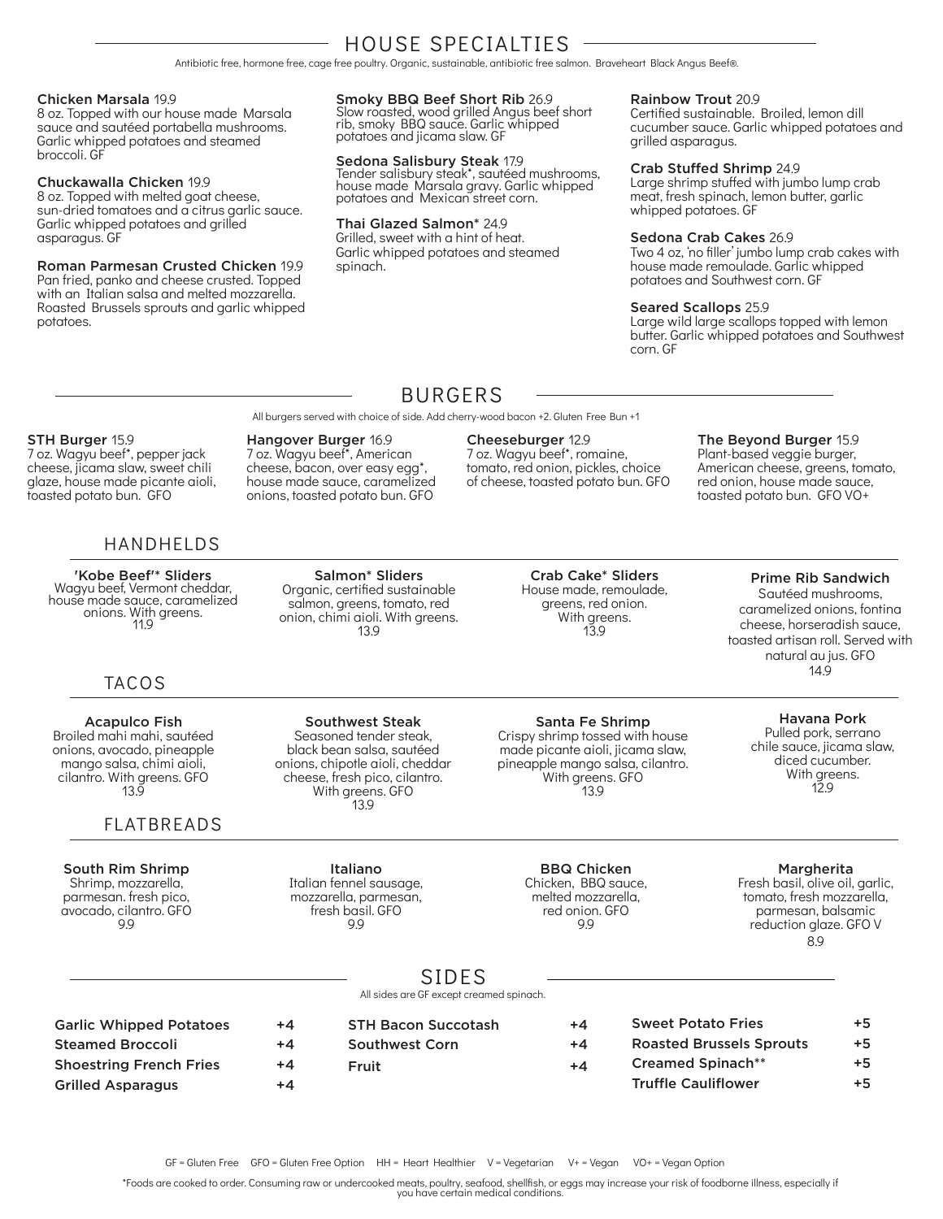## HOUSE SPECIALTIES

Antibiotic free, hormone free, cage free poultry. Organic, sustainable, antibiotic free salmon. Braveheart Black Angus Beef®.

**Chicken Marsala** 19.9
8 oz. Topped with our house made Marsala sauce and sautéed portabella mushrooms. Garlic whipped potatoes and steamed broccoli. GF

**Chuckawalla Chicken** 19.9
8 oz. Topped with melted goat cheese, sun-dried tomatoes and a citrus garlic sauce. Garlic whipped potatoes and grilled asparagus. GF

**Roman Parmesan Crusted Chicken** 19.9
Pan fried, panko and cheese crusted. Topped with an Italian salsa and melted mozzarella. Roasted Brussels sprouts and garlic whipped potatoes.

**Smoky BBQ Beef Short Rib** 26.9
Slow roasted, wood grilled Angus beef short rib, smoky BBQ sauce. Garlic whipped potatoes and jicama slaw. GF

**Sedona Salisbury Steak** 17.9
Tender salisbury steak*, sautéed mushrooms, house made Marsala gravy. Garlic whipped potatoes and Mexican street corn.

**Thai Glazed Salmon*** 24.9
Grilled, sweet with a hint of heat. Garlic whipped potatoes and steamed spinach.

**Rainbow Trout** 20.9
Certified sustainable. Broiled, lemon dill cucumber sauce. Garlic whipped potatoes and grilled asparagus.

**Crab Stuffed Shrimp** 24.9
Large shrimp stuffed with jumbo lump crab meat, fresh spinach, lemon butter, garlic whipped potatoes. GF

**Sedona Crab Cakes** 26.9
Two 4 oz, 'no filler' jumbo lump crab cakes with house made remoulade. Garlic whipped potatoes and Southwest corn. GF

**Seared Scallops** 25.9
Large wild large scallops topped with lemon butter. Garlic whipped potatoes and Southwest corn. GF

## BURGERS

All burgers served with choice of side. Add cherry-wood bacon +2. Gluten Free Bun +1

**STH Burger** 15.9
7 oz. Wagyu beef*, pepper jack cheese, jicama slaw, sweet chili glaze, house made picante aioli, toasted potato bun. GFO

**Hangover Burger** 16.9
7 oz. Wagyu beef*, American cheese, bacon, over easy egg*, house made sauce, caramelized onions, toasted potato bun. GFO

**Cheeseburger** 12.9
7 oz. Wagyu beef*, romaine, tomato, red onion, pickles, choice of cheese, toasted potato bun. GFO

**The Beyond Burger** 15.9
Plant-based veggie burger, American cheese, greens, tomato, red onion, house made sauce, toasted potato bun. GFO VO+

## HANDHELDS

**'Kobe Beef'* Sliders**
Wagyu beef, Vermont cheddar, house made sauce, caramelized onions. With greens.
11.9

**Salmon* Sliders**
Organic, certified sustainable salmon, greens, tomato, red onion, chimi aioli. With greens.
13.9

**Crab Cake* Sliders**
House made, remoulade, greens, red onion. With greens.
13.9

**Prime Rib Sandwich**
Sautéed mushrooms, caramelized onions, fontina cheese, horseradish sauce, toasted artisan roll. Served with natural au jus. GFO
14.9

## TACOS

**Acapulco Fish**
Broiled mahi mahi, sautéed onions, avocado, pineapple mango salsa, chimi aioli, cilantro. With greens. GFO
13.9

**Southwest Steak**
Seasoned tender steak, black bean salsa, sautéed onions, chipotle aioli, cheddar cheese, fresh pico, cilantro. With greens. GFO
13.9

**Santa Fe Shrimp**
Crispy shrimp tossed with house made picante aioli, jicama slaw, pineapple mango salsa, cilantro. With greens. GFO
13.9

**Havana Pork**
Pulled pork, serrano chile sauce, jicama slaw, diced cucumber. With greens.
12.9

## FLATBREADS

**South Rim Shrimp**
Shrimp, mozzarella, parmesan. fresh pico, avocado, cilantro. GFO
9.9

**Italiano**
Italian fennel sausage, mozzarella, parmesan, fresh basil. GFO
9.9

**BBQ Chicken**
Chicken, BBQ sauce, melted mozzarella, red onion. GFO
9.9

**Margherita**
Fresh basil, olive oil, garlic, tomato, fresh mozzarella, parmesan, balsamic reduction glaze. GFO V
8.9

## SIDES

All sides are GF except creamed spinach.

| Side | Price |
|---|---|
| Garlic Whipped Potatoes | +4 |
| Steamed Broccoli | +4 |
| Shoestring French Fries | +4 |
| Grilled Asparagus | +4 |
| STH Bacon Succotash | +4 |
| Southwest Corn | +4 |
| Fruit | +4 |
| Sweet Potato Fries | +5 |
| Roasted Brussels Sprouts | +5 |
| Creamed Spinach** | +5 |
| Truffle Cauliflower | +5 |

GF = Gluten Free GFO = Gluten Free Option HH = Heart Healthier V = Vegetarian V+ = Vegan VO+ = Vegan Option

*Foods are cooked to order. Consuming raw or undercooked meats, poultry, seafood, shellfish, or eggs may increase your risk of foodborne illness, especially if you have certain medical conditions.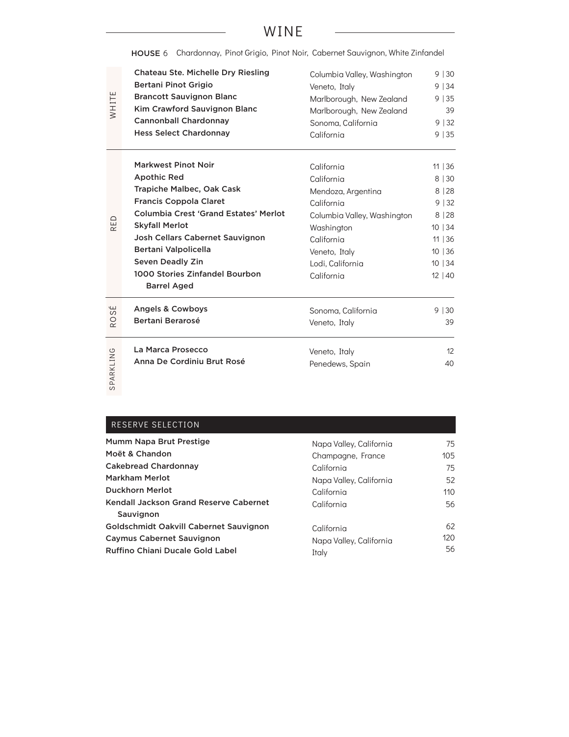# WINE

**HOUSE** 6 Chardonnay, Pinot Grigio, Pinot Noir, Cabernet Sauvignon, White Zinfandel

## WHITE

| Wine | Region | Price |
|---|---|---|
| **Chateau Ste. Michelle Dry Riesling** | Columbia Valley, Washington | 9 \| 30 |
| **Bertani Pinot Grigio** | Veneto, Italy | 9 \| 34 |
| **Brancott Sauvignon Blanc** | Marlborough, New Zealand | 9 \| 35 |
| **Kim Crawford Sauvignon Blanc** | Marlborough, New Zealand | 39 |
| **Cannonball Chardonnay** | Sonoma, California | 9 \| 32 |
| **Hess Select Chardonnay** | California | 9 \| 35 |

## RED

| Wine | Region | Price |
|---|---|---|
| **Markwest Pinot Noir** | California | 11 \| 36 |
| **Apothic Red** | California | 8 \| 30 |
| **Trapiche Malbec, Oak Cask** | Mendoza, Argentina | 8 \| 28 |
| **Francis Coppola Claret** | California | 9 \| 32 |
| **Columbia Crest 'Grand Estates' Merlot** | Columbia Valley, Washington | 8 \| 28 |
| **Skyfall Merlot** | Washington | 10 \| 34 |
| **Josh Cellars Cabernet Sauvignon** | California | 11 \| 36 |
| **Bertani Valpolicella** | Veneto, Italy | 10 \| 36 |
| **Seven Deadly Zin** | Lodi, California | 10 \| 34 |
| **1000 Stories Zinfandel Bourbon Barrel Aged** | California | 12 \| 40 |

## ROSÉ

| Wine | Region | Price |
|---|---|---|
| **Angels & Cowboys** | Sonoma, California | 9 \| 30 |
| **Bertani Berarosé** | Veneto, Italy | 39 |

## SPARKLING

| Wine | Region | Price |
|---|---|---|
| **La Marca Prosecco** | Veneto, Italy | 12 |
| **Anna De Cordiniu Brut Rosé** | Penedews, Spain | 40 |

## RESERVE SELECTION

| Wine | Region | Price |
|---|---|---|
| **Mumm Napa Brut Prestige** | Napa Valley, California | 75 |
| **Moët & Chandon** | Champagne, France | 105 |
| **Cakebread Chardonnay** | California | 75 |
| **Markham Merlot** | Napa Valley, California | 52 |
| **Duckhorn Merlot** | California | 110 |
| **Kendall Jackson Grand Reserve Cabernet Sauvignon** | California | 56 |
| **Goldschmidt Oakvill Cabernet Sauvignon** | California | 62 |
| **Caymus Cabernet Sauvignon** | Napa Valley, California | 120 |
| **Ruffino Chiani Ducale Gold Label** | Italy | 56 |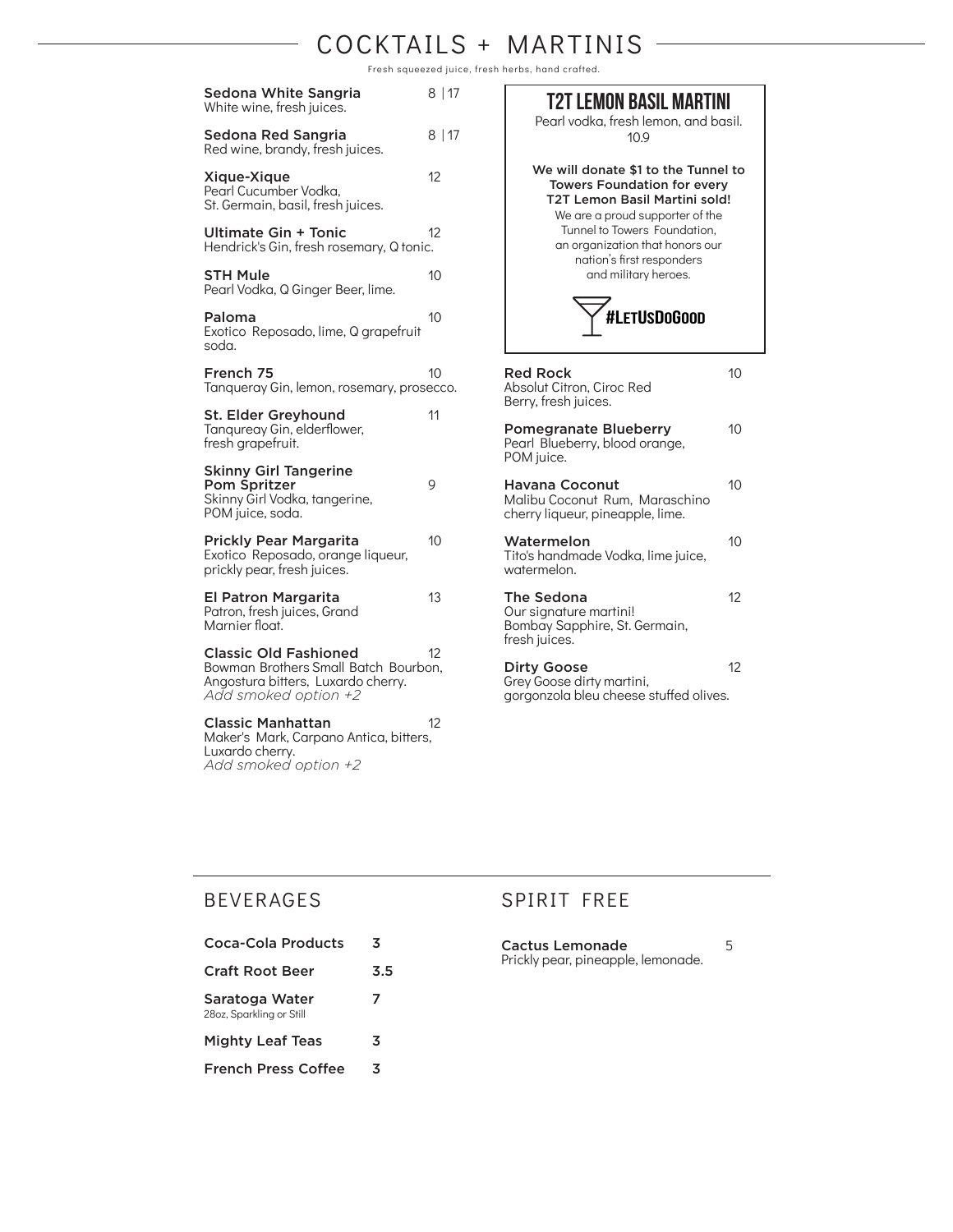# COCKTAILS + MARTINIS

Fresh squeezed juice, fresh herbs, hand crafted.

**Sedona White Sangria** 8 | 17
White wine, fresh juices.

**Sedona Red Sangria** 8 | 17
Red wine, brandy, fresh juices.

**Xique-Xique** 12
Pearl Cucumber Vodka, St. Germain, basil, fresh juices.

**Ultimate Gin + Tonic** 12
Hendrick's Gin, fresh rosemary, Q tonic.

**STH Mule** 10
Pearl Vodka, Q Ginger Beer, lime.

**Paloma** 10
Exotico Reposado, lime, Q grapefruit soda.

**French 75** 10
Tanqueray Gin, lemon, rosemary, prosecco.

**St. Elder Greyhound** 11
Tanqureay Gin, elderflower, fresh grapefruit.

**Skinny Girl Tangerine Pom Spritzer** 9
Skinny Girl Vodka, tangerine, POM juice, soda.

**Prickly Pear Margarita** 10
Exotico Reposado, orange liqueur, prickly pear, fresh juices.

**El Patron Margarita** 13
Patron, fresh juices, Grand Marnier float.

**Classic Old Fashioned** 12
Bowman Brothers Small Batch Bourbon, Angostura bitters, Luxardo cherry.
*Add smoked option +2*

**Classic Manhattan** 12
Maker's Mark, Carpano Antica, bitters, Luxardo cherry.
*Add smoked option +2*

## T2T LEMON BASIL MARTINI

Pearl vodka, fresh lemon, and basil.
10.9

**We will donate $1 to the Tunnel to Towers Foundation for every T2T Lemon Basil Martini sold!**
We are a proud supporter of the Tunnel to Towers Foundation, an organization that honors our nation's first responders and military heroes.

**#LetUsDoGood**

**Red Rock** 10
Absolut Citron, Ciroc Red Berry, fresh juices.

**Pomegranate Blueberry** 10
Pearl Blueberry, blood orange, POM juice.

**Havana Coconut** 10
Malibu Coconut Rum, Maraschino cherry liqueur, pineapple, lime.

**Watermelon** 10
Tito's handmade Vodka, lime juice, watermelon.

**The Sedona** 12
Our signature martini!
Bombay Sapphire, St. Germain, fresh juices.

**Dirty Goose** 12
Grey Goose dirty martini, gorgonzola bleu cheese stuffed olives.

## BEVERAGES

**Coca-Cola Products** 3

**Craft Root Beer** 3.5

**Saratoga Water** 7
28oz, Sparkling or Still

**Mighty Leaf Teas** 3

**French Press Coffee** 3

## SPIRIT FREE

**Cactus Lemonade** 5
Prickly pear, pineapple, lemonade.